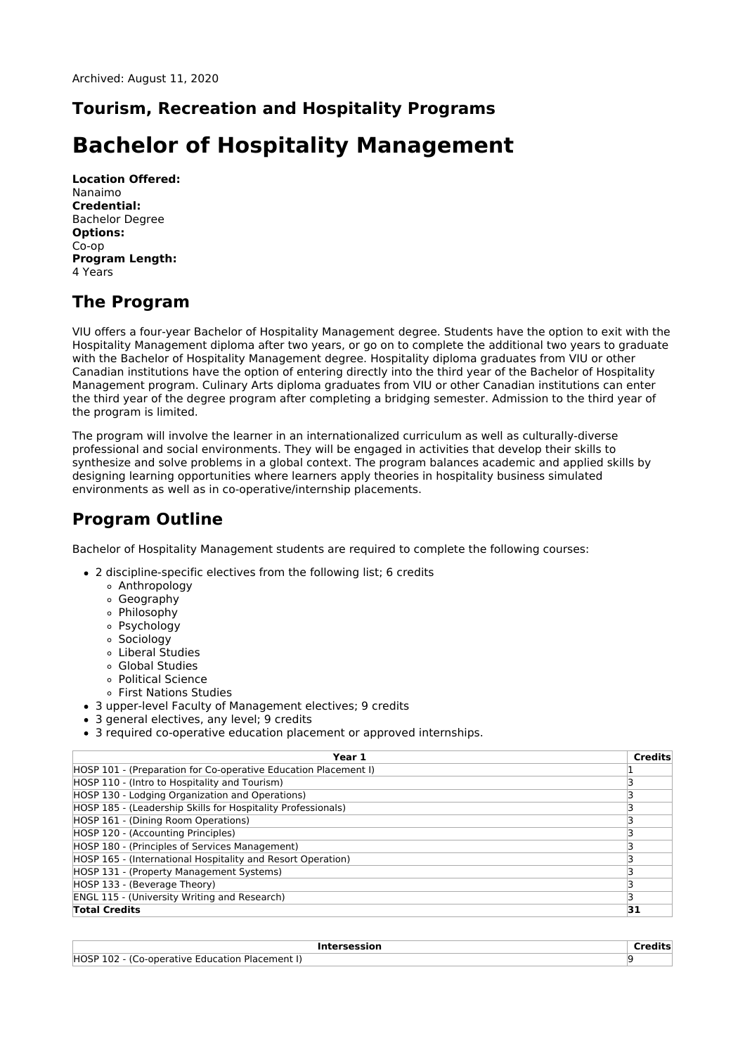Archived: August 11, 2020

## Tourism, Recreation and Hospitality Programs

# Bachelor of Hospitality Management

**Location Offered:**
Nanaimo
**Credential:**
Bachelor Degree
**Options:**
Co-op
**Program Length:**
4 Years

## The Program

VIU offers a four-year Bachelor of Hospitality Management degree. Students have the option to exit with the Hospitality Management diploma after two years, or go on to complete the additional two years to graduate with the Bachelor of Hospitality Management degree. Hospitality diploma graduates from VIU or other Canadian institutions have the option of entering directly into the third year of the Bachelor of Hospitality Management program. Culinary Arts diploma graduates from VIU or other Canadian institutions can enter the third year of the degree program after completing a bridging semester. Admission to the third year of the program is limited.

The program will involve the learner in an internationalized curriculum as well as culturally-diverse professional and social environments. They will be engaged in activities that develop their skills to synthesize and solve problems in a global context. The program balances academic and applied skills by designing learning opportunities where learners apply theories in hospitality business simulated environments as well as in co-operative/internship placements.

## Program Outline

Bachelor of Hospitality Management students are required to complete the following courses:

- 2 discipline-specific electives from the following list; 6 credits
  - Anthropology
  - Geography
  - Philosophy
  - Psychology
  - Sociology
  - Liberal Studies
  - Global Studies
  - Political Science
  - First Nations Studies
- 3 upper-level Faculty of Management electives; 9 credits
- 3 general electives, any level; 9 credits
- 3 required co-operative education placement or approved internships.

| Year 1 | Credits |
|---|---|
| HOSP 101 - (Preparation for Co-operative Education Placement I) | 1 |
| HOSP 110 - (Intro to Hospitality and Tourism) | 3 |
| HOSP 130 - Lodging Organization and Operations) | 3 |
| HOSP 185 - (Leadership Skills for Hospitality Professionals) | 3 |
| HOSP 161 - (Dining Room Operations) | 3 |
| HOSP 120 - (Accounting Principles) | 3 |
| HOSP 180 - (Principles of Services Management) | 3 |
| HOSP 165 - (International Hospitality and Resort Operation) | 3 |
| HOSP 131 - (Property Management Systems) | 3 |
| HOSP 133 - (Beverage Theory) | 3 |
| ENGL 115 - (University Writing and Research) | 3 |
| **Total Credits** | **31** |

| Intersession | Credits |
|---|---|
| HOSP 102 - (Co-operative Education Placement I) | 9 |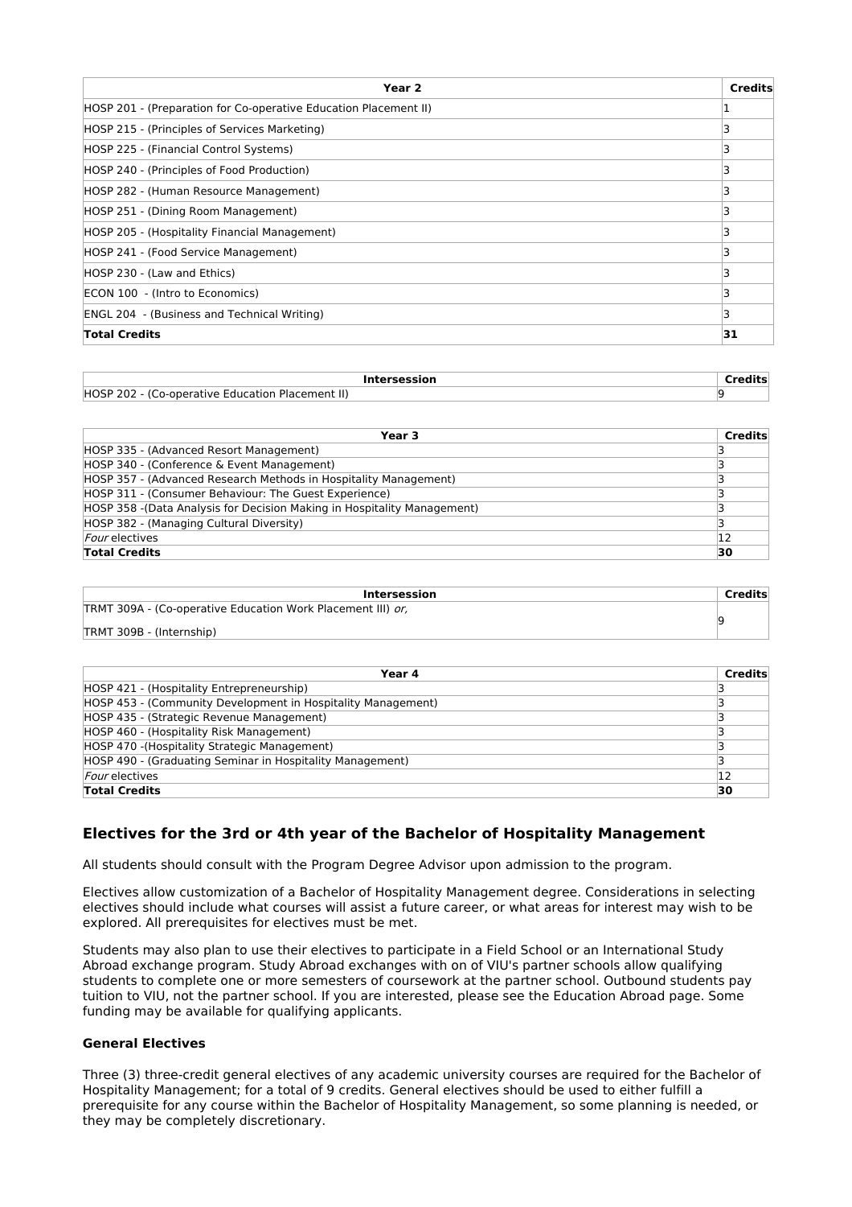| Year 2 | Credits |
| --- | --- |
| HOSP 201 - (Preparation for Co-operative Education Placement II) | 1 |
| HOSP 215 - (Principles of Services Marketing) | 3 |
| HOSP 225 - (Financial Control Systems) | 3 |
| HOSP 240 - (Principles of Food Production) | 3 |
| HOSP 282 - (Human Resource Management) | 3 |
| HOSP 251 - (Dining Room Management) | 3 |
| HOSP 205 - (Hospitality Financial Management) | 3 |
| HOSP 241 - (Food Service Management) | 3 |
| HOSP 230 - (Law and Ethics) | 3 |
| ECON 100 - (Intro to Economics) | 3 |
| ENGL 204 - (Business and Technical Writing) | 3 |
| **Total Credits** | **31** |

| Intersession | Credits |
| --- | --- |
| HOSP 202 - (Co-operative Education Placement II) | 9 |

| Year 3 | Credits |
| --- | --- |
| HOSP 335 - (Advanced Resort Management) | 3 |
| HOSP 340 - (Conference & Event Management) | 3 |
| HOSP 357 - (Advanced Research Methods in Hospitality Management) | 3 |
| HOSP 311 - (Consumer Behaviour: The Guest Experience) | 3 |
| HOSP 358 -(Data Analysis for Decision Making in Hospitality Management) | 3 |
| HOSP 382 - (Managing Cultural Diversity) | 3 |
| *Four* electives | 12 |
| **Total Credits** | **30** |

| Intersession | Credits |
| --- | --- |
| TRMT 309A - (Co-operative Education Work Placement III) *or,* TRMT 309B - (Internship) | 9 |

| Year 4 | Credits |
| --- | --- |
| HOSP 421 - (Hospitality Entrepreneurship) | 3 |
| HOSP 453 - (Community Development in Hospitality Management) | 3 |
| HOSP 435 - (Strategic Revenue Management) | 3 |
| HOSP 460 - (Hospitality Risk Management) | 3 |
| HOSP 470 -(Hospitality Strategic Management) | 3 |
| HOSP 490 - (Graduating Seminar in Hospitality Management) | 3 |
| *Four* electives | 12 |
| **Total Credits** | **30** |

## Electives for the 3rd or 4th year of the Bachelor of Hospitality Management

All students should consult with the Program Degree Advisor upon admission to the program.

Electives allow customization of a Bachelor of Hospitality Management degree. Considerations in selecting electives should include what courses will assist a future career, or what areas for interest may wish to be explored. All prerequisites for electives must be met.

Students may also plan to use their electives to participate in a Field School or an International Study Abroad exchange program. Study Abroad exchanges with on of VIU's partner schools allow qualifying students to complete one or more semesters of coursework at the partner school. Outbound students pay tuition to VIU, not the partner school. If you are interested, please see the Education Abroad page. Some funding may be available for qualifying applicants.

### General Electives

Three (3) three-credit general electives of any academic university courses are required for the Bachelor of Hospitality Management; for a total of 9 credits. General electives should be used to either fulfill a prerequisite for any course within the Bachelor of Hospitality Management, so some planning is needed, or they may be completely discretionary.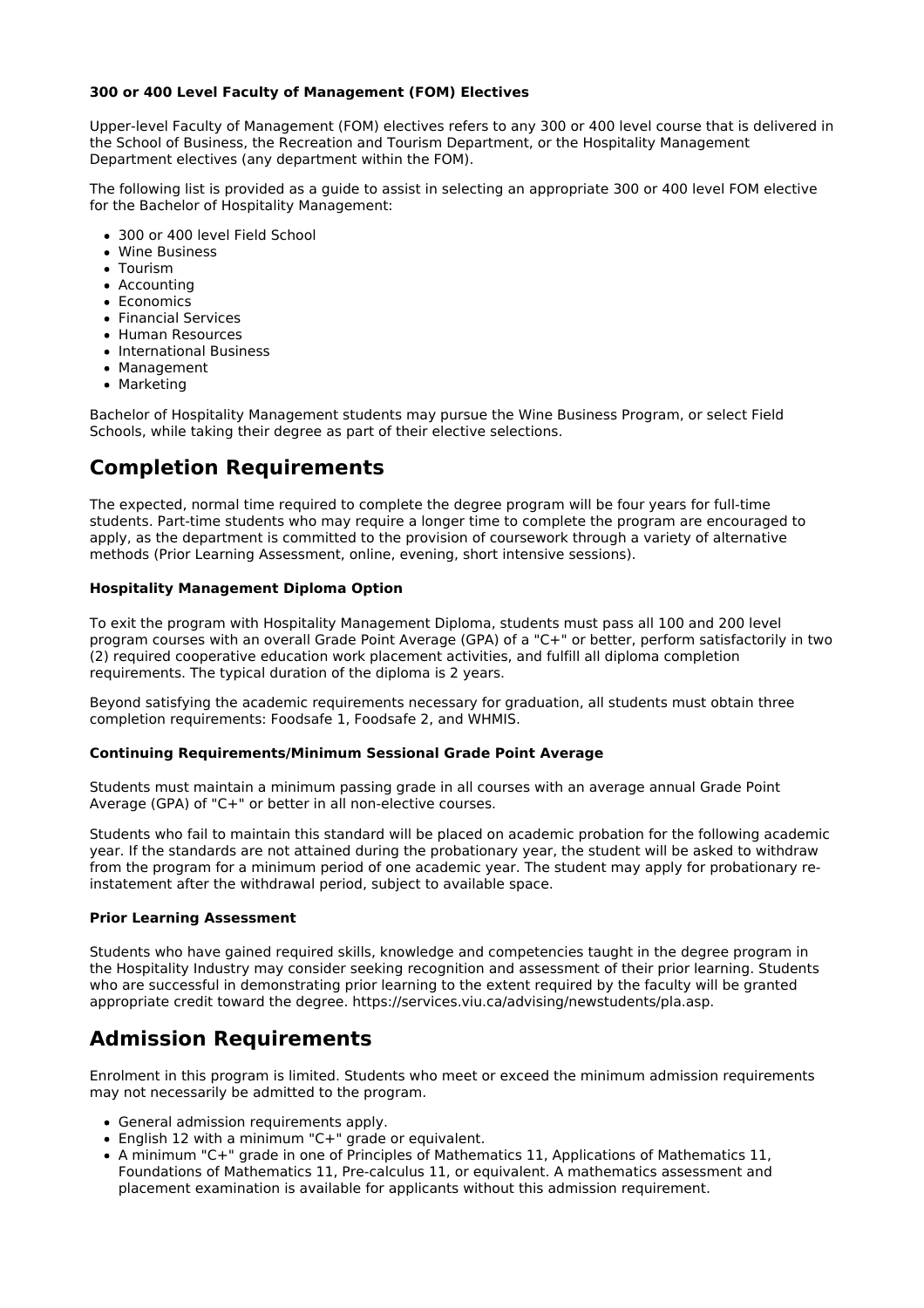**300 or 400 Level Faculty of Management (FOM) Electives**

Upper-level Faculty of Management (FOM) electives refers to any 300 or 400 level course that is delivered in the School of Business, the Recreation and Tourism Department, or the Hospitality Management Department electives (any department within the FOM).

The following list is provided as a guide to assist in selecting an appropriate 300 or 400 level FOM elective for the Bachelor of Hospitality Management:

- 300 or 400 level Field School
- Wine Business
- Tourism
- Accounting
- Economics
- Financial Services
- Human Resources
- International Business
- Management
- Marketing

Bachelor of Hospitality Management students may pursue the Wine Business Program, or select Field Schools, while taking their degree as part of their elective selections.

## Completion Requirements

The expected, normal time required to complete the degree program will be four years for full-time students. Part-time students who may require a longer time to complete the program are encouraged to apply, as the department is committed to the provision of coursework through a variety of alternative methods (Prior Learning Assessment, online, evening, short intensive sessions).

**Hospitality Management Diploma Option**

To exit the program with Hospitality Management Diploma, students must pass all 100 and 200 level program courses with an overall Grade Point Average (GPA) of a "C+" or better, perform satisfactorily in two (2) required cooperative education work placement activities, and fulfill all diploma completion requirements. The typical duration of the diploma is 2 years.

Beyond satisfying the academic requirements necessary for graduation, all students must obtain three completion requirements: Foodsafe 1, Foodsafe 2, and WHMIS.

**Continuing Requirements/Minimum Sessional Grade Point Average**

Students must maintain a minimum passing grade in all courses with an average annual Grade Point Average (GPA) of "C+" or better in all non-elective courses.

Students who fail to maintain this standard will be placed on academic probation for the following academic year. If the standards are not attained during the probationary year, the student will be asked to withdraw from the program for a minimum period of one academic year. The student may apply for probationary re-instatement after the withdrawal period, subject to available space.

**Prior Learning Assessment**

Students who have gained required skills, knowledge and competencies taught in the degree program in the Hospitality Industry may consider seeking recognition and assessment of their prior learning. Students who are successful in demonstrating prior learning to the extent required by the faculty will be granted appropriate credit toward the degree. https://services.viu.ca/advising/newstudents/pla.asp.

## Admission Requirements

Enrolment in this program is limited. Students who meet or exceed the minimum admission requirements may not necessarily be admitted to the program.

- General admission requirements apply.
- English 12 with a minimum "C+" grade or equivalent.
- A minimum "C+" grade in one of Principles of Mathematics 11, Applications of Mathematics 11, Foundations of Mathematics 11, Pre-calculus 11, or equivalent. A mathematics assessment and placement examination is available for applicants without this admission requirement.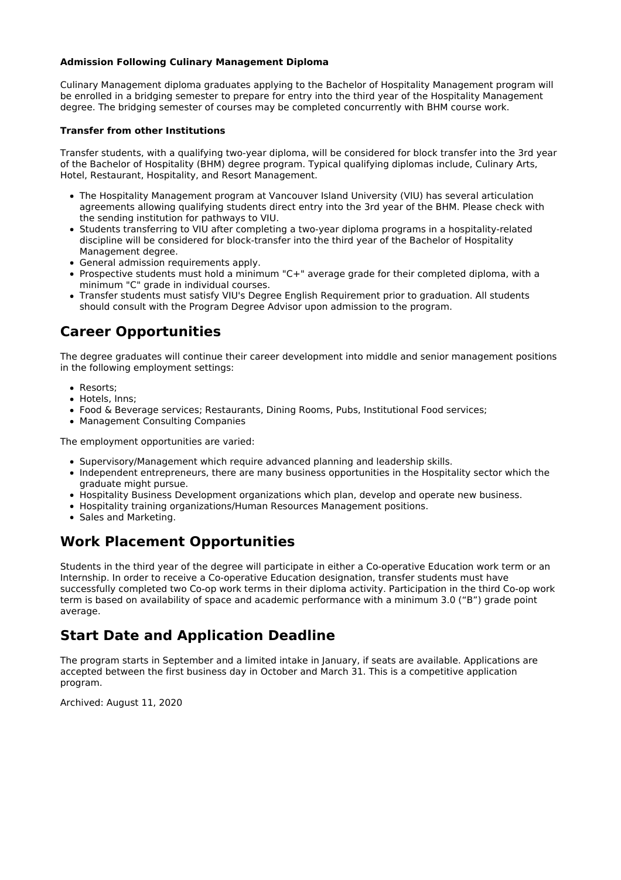### Admission Following Culinary Management Diploma

Culinary Management diploma graduates applying to the Bachelor of Hospitality Management program will be enrolled in a bridging semester to prepare for entry into the third year of the Hospitality Management degree. The bridging semester of courses may be completed concurrently with BHM course work.

### Transfer from other Institutions

Transfer students, with a qualifying two-year diploma, will be considered for block transfer into the 3rd year of the Bachelor of Hospitality (BHM) degree program. Typical qualifying diplomas include, Culinary Arts, Hotel, Restaurant, Hospitality, and Resort Management.

- The Hospitality Management program at Vancouver Island University (VIU) has several articulation agreements allowing qualifying students direct entry into the 3rd year of the BHM. Please check with the sending institution for pathways to VIU.
- Students transferring to VIU after completing a two-year diploma programs in a hospitality-related discipline will be considered for block-transfer into the third year of the Bachelor of Hospitality Management degree.
- General admission requirements apply.
- Prospective students must hold a minimum "C+" average grade for their completed diploma, with a minimum "C" grade in individual courses.
- Transfer students must satisfy VIU's Degree English Requirement prior to graduation. All students should consult with the Program Degree Advisor upon admission to the program.

## Career Opportunities

The degree graduates will continue their career development into middle and senior management positions in the following employment settings:

- Resorts;
- Hotels, Inns;
- Food & Beverage services; Restaurants, Dining Rooms, Pubs, Institutional Food services;
- Management Consulting Companies

The employment opportunities are varied:

- Supervisory/Management which require advanced planning and leadership skills.
- Independent entrepreneurs, there are many business opportunities in the Hospitality sector which the graduate might pursue.
- Hospitality Business Development organizations which plan, develop and operate new business.
- Hospitality training organizations/Human Resources Management positions.
- Sales and Marketing.

## Work Placement Opportunities

Students in the third year of the degree will participate in either a Co-operative Education work term or an Internship. In order to receive a Co-operative Education designation, transfer students must have successfully completed two Co-op work terms in their diploma activity. Participation in the third Co-op work term is based on availability of space and academic performance with a minimum 3.0 (“B”) grade point average.

## Start Date and Application Deadline

The program starts in September and a limited intake in January, if seats are available. Applications are accepted between the first business day in October and March 31. This is a competitive application program.

Archived: August 11, 2020